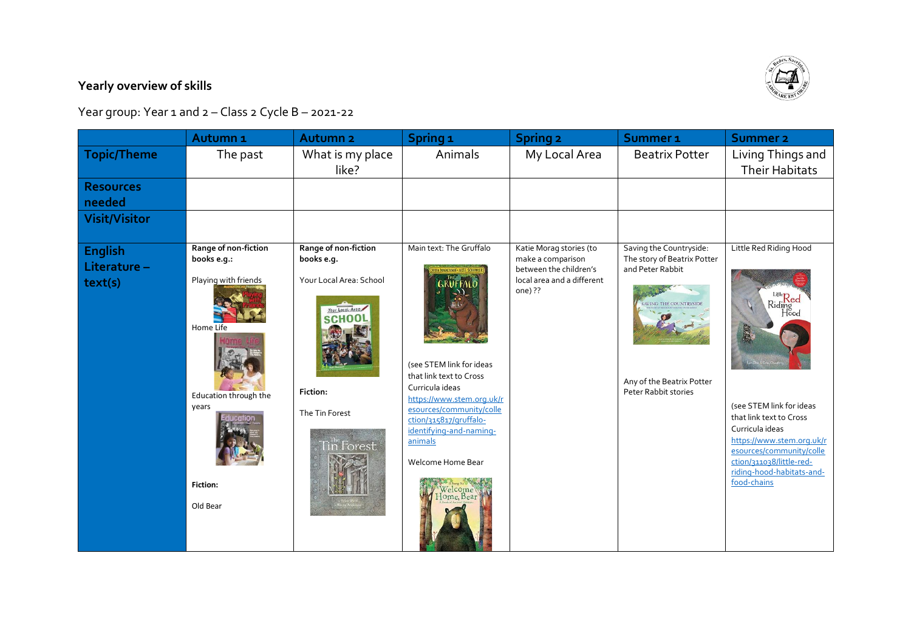**Yearly overview of skills**

Year group: Year 1 and 2 – Class 2 Cycle B – 2021-22

| | Autumn 1 | Autumn 2 | Spring 1 | Spring 2 | Summer 1 | Summer 2 |
|---|---|---|---|---|---|---|
| **Topic/Theme** | The past | What is my place like? | Animals | My Local Area | Beatrix Potter | Living Things and Their Habitats |
| **Resources needed** | | | | | | |
| **Visit/Visitor** | | | | | | |
| **English Literature – text(s)** | **Range of non-fiction books e.g.:**<br><br>Playing with friends<br><br>Home Life<br><br>Education through the years<br><br>**Fiction:**<br><br>Old Bear | **Range of non-fiction books e.g.**<br><br>Your Local Area: School<br><br>**Fiction:**<br><br>The Tin Forest | Main text: The Gruffalo<br><br>(see STEM link for ideas that link text to Cross Curricula ideas https://www.stem.org.uk/resources/community/collection/315817/gruffalo-identifying-and-naming-animals<br><br>Welcome Home Bear | Katie Morag stories (to make a comparison between the children's local area and a different one) ?? | Saving the Countryside: The story of Beatrix Potter and Peter Rabbit<br><br>Any of the Beatrix Potter Peter Rabbit stories | Little Red Riding Hood<br><br>(see STEM link for ideas that link text to Cross Curricula ideas https://www.stem.org.uk/resources/community/collection/311038/little-red-riding-hood-habitats-and-food-chains |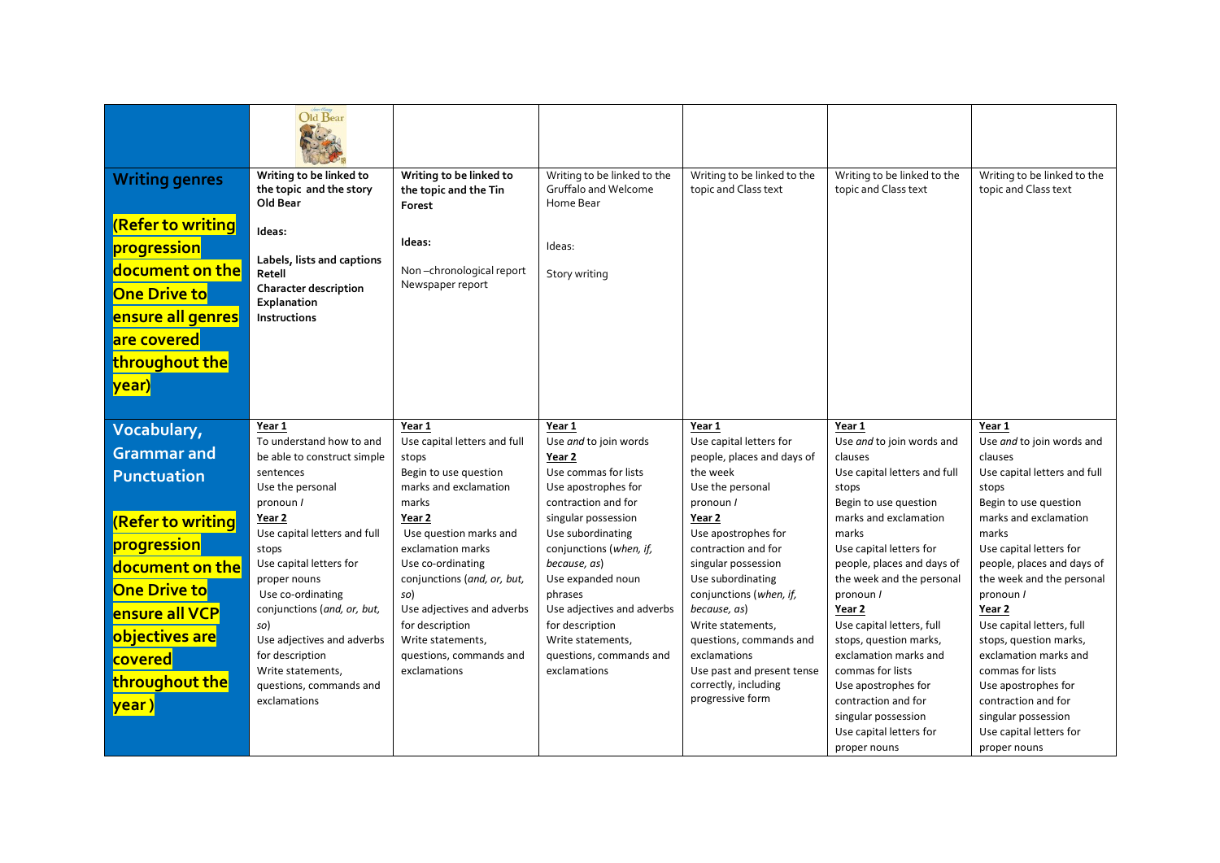| | Old Bear | | | | | |
|---|---|---|---|---|---|---|
| **Writing genres** <br><br> **(Refer to writing progression document on the One Drive to ensure all genres are covered throughout the year)** | **Writing to be linked to the topic and the story Old Bear** <br><br> **Ideas:** <br><br> **Labels, lists and captions** <br> **Retell** <br> **Character description** <br> **Explanation** <br> **Instructions** | **Writing to be linked to the topic and the Tin Forest** <br><br> **Ideas:** <br><br> Non –chronological report <br> Newspaper report | Writing to be linked to the Gruffalo and Welcome Home Bear <br><br> Ideas: <br><br> Story writing | Writing to be linked to the topic and Class text | Writing to be linked to the topic and Class text | Writing to be linked to the topic and Class text |
| **Vocabulary, Grammar and Punctuation** <br><br> **(Refer to writing progression document on the One Drive to ensure all VCP objectives are covered throughout the year )** | **Year 1** <br> To understand how to and be able to construct simple sentences <br> Use the personal pronoun *I* <br> **Year 2** <br> Use capital letters and full stops <br> Use capital letters for proper nouns <br> Use co-ordinating conjunctions (*and, or, but, so*) <br> Use adjectives and adverbs for description <br> Write statements, questions, commands and exclamations | **Year 1** <br> Use capital letters and full stops <br> Begin to use question marks and exclamation marks <br> **Year 2** <br> Use question marks and exclamation marks <br> Use co-ordinating conjunctions (*and, or, but, so*) <br> Use adjectives and adverbs for description <br> Write statements, questions, commands and exclamations | **Year 1** <br> Use *and* to join words <br> **Year 2** <br> Use commas for lists <br> Use apostrophes for contraction and for singular possession <br> Use subordinating conjunctions (*when, if, because, as*) <br> Use expanded noun phrases <br> Use adjectives and adverbs for description <br> Write statements, questions, commands and exclamations | **Year 1** <br> Use capital letters for people, places and days of the week <br> Use the personal pronoun *I* <br> **Year 2** <br> Use apostrophes for contraction and for singular possession <br> Use subordinating conjunctions (*when, if, because, as*) <br> Write statements, questions, commands and exclamations <br> Use past and present tense correctly, including progressive form | **Year 1** <br> Use *and* to join words and clauses <br> Use capital letters and full stops <br> Begin to use question marks and exclamation marks <br> Use capital letters for people, places and days of the week and the personal pronoun *I* <br> **Year 2** <br> Use capital letters, full stops, question marks, exclamation marks and commas for lists <br> Use apostrophes for contraction and for singular possession <br> Use capital letters for proper nouns | **Year 1** <br> Use *and* to join words and clauses <br> Use capital letters and full stops <br> Begin to use question marks and exclamation marks <br> Use capital letters for people, places and days of the week and the personal pronoun *I* <br> **Year 2** <br> Use capital letters, full stops, question marks, exclamation marks and commas for lists <br> Use apostrophes for contraction and for singular possession <br> Use capital letters for proper nouns |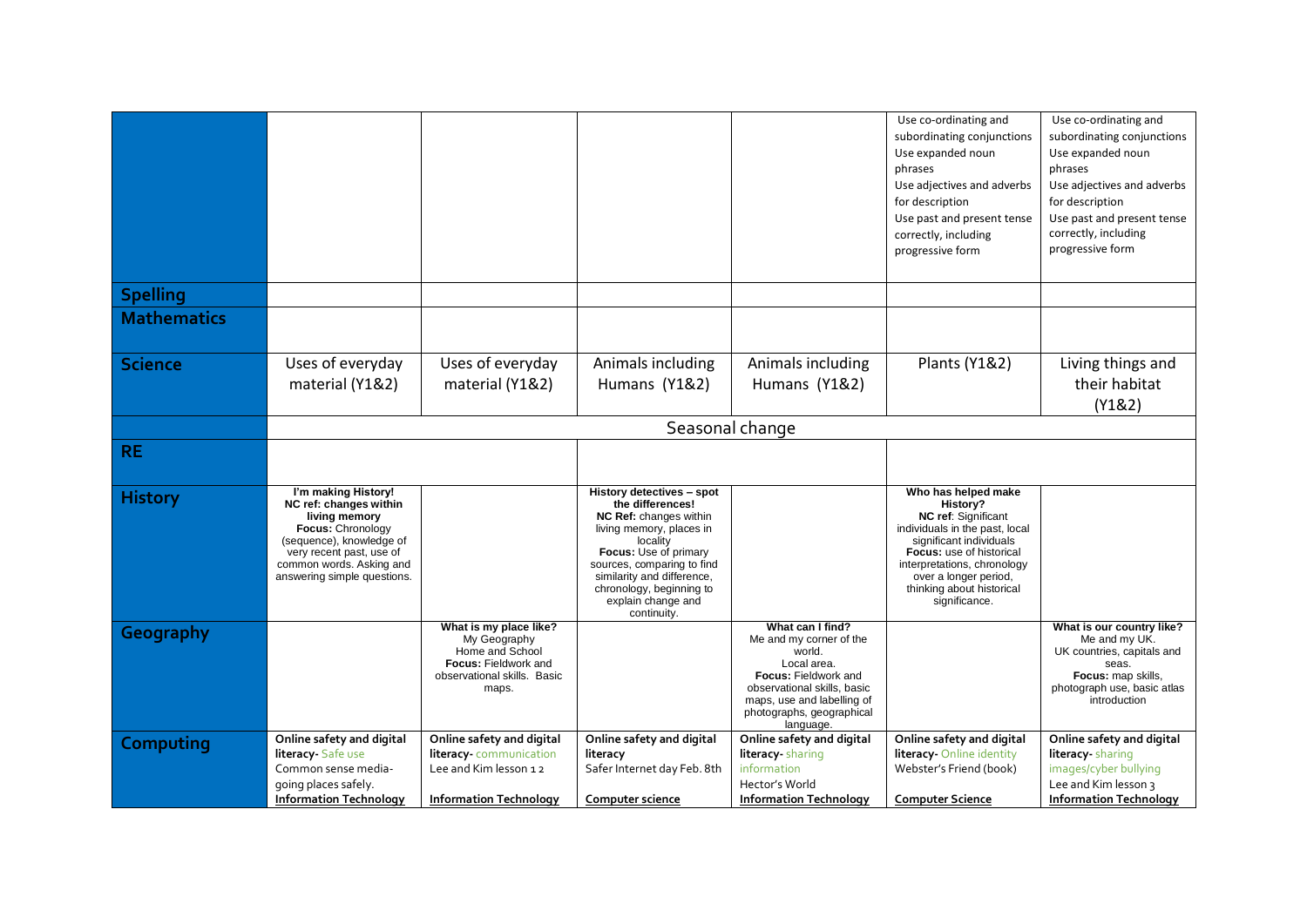|  |  |  |  |  |  |  |
|---|---|---|---|---|---|---|
|  |  |  |  |  | Use co-ordinating and subordinating conjunctions<br>Use expanded noun phrases<br>Use adjectives and adverbs for description<br>Use past and present tense correctly, including progressive form | Use co-ordinating and subordinating conjunctions<br>Use expanded noun phrases<br>Use adjectives and adverbs for description<br>Use past and present tense correctly, including progressive form |
| **Spelling** |  |  |  |  |  |  |
| **Mathematics** |  |  |  |  |  |  |
| **Science** | Uses of everyday material (Y1&2) | Uses of everyday material (Y1&2) | Animals including Humans (Y1&2) | Animals including Humans (Y1&2) | Plants (Y1&2) | Living things and their habitat (Y1&2) |
|  | Seasonal change |  |  |  |  |  |
| **RE** |  |  |  |  |  |  |
| **History** | **I'm making History!**<br>**NC ref: changes within living memory**<br>**Focus:** Chronology (sequence), knowledge of very recent past, use of common words. Asking and answering simple questions. |  | **History detectives – spot the differences!**<br>**NC Ref:** changes within living memory, places in locality<br>**Focus:** Use of primary sources, comparing to find similarity and difference, chronology, beginning to explain change and continuity. |  | **Who has helped make History?**<br>**NC ref**: Significant individuals in the past, local significant individuals<br>**Focus:** use of historical interpretations, chronology over a longer period, thinking about historical significance. |  |
| **Geography** |  | **What is my place like?**<br>My Geography<br>Home and School<br>**Focus:** Fieldwork and observational skills. Basic maps. |  | **What can I find?**<br>Me and my corner of the world.<br>Local area.<br>**Focus:** Fieldwork and observational skills, basic maps, use and labelling of photographs, geographical language. |  | **What is our country like?**<br>Me and my UK.<br>UK countries, capitals and seas.<br>**Focus:** map skills, photograph use, basic atlas introduction |
| **Computing** | **Online safety and digital literacy-** Safe use<br>Common sense media- going places safely.<br>**Information Technology** | **Online safety and digital literacy-** communication<br>Lee and Kim lesson 1 2<br>**Information Technology** | **Online safety and digital literacy**<br>Safer Internet day Feb. 8th<br>**Computer science** | **Online safety and digital literacy-** sharing information<br>Hector's World<br>**Information Technology** | **Online safety and digital literacy-** Online identity<br>Webster's Friend (book)<br>**Computer Science** | **Online safety and digital literacy-** sharing images/cyber bullying<br>Lee and Kim lesson 3<br>**Information Technology** |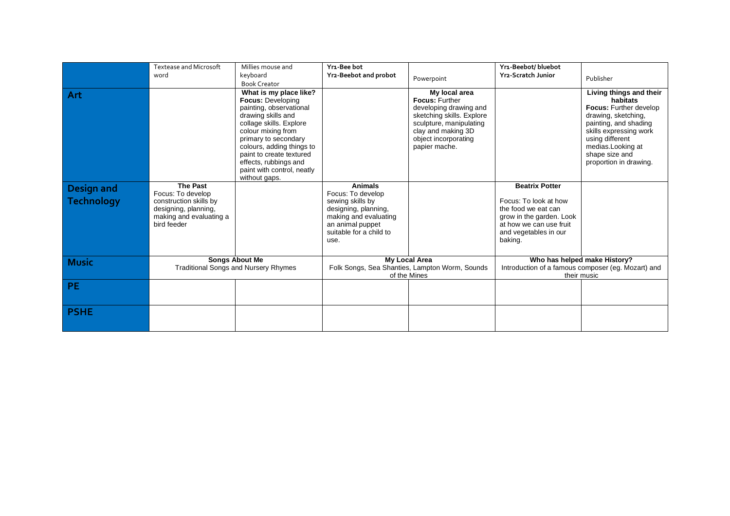| | Textease and Microsoft word | Millies mouse and keyboard Book Creator | Yr1-Bee bot Yr2-Beebot and probot | Powerpoint | Yr1-Beebot/ bluebot Yr2-Scratch Junior | Publisher |
|---|---|---|---|---|---|---|
| **Art** | | **What is my place like?** **Focus:** Developing painting, observational drawing skills and collage skills. Explore colour mixing from primary to secondary colours, adding things to paint to create textured effects, rubbings and paint with control, neatly without gaps. | | **My local area** **Focus:** Further developing drawing and sketching skills. Explore sculpture, manipulating clay and making 3D object incorporating papier mache. | | **Living things and their habitats** **Focus:** Further develop drawing, sketching, painting, and shading skills expressing work using different medias.Looking at shape size and proportion in drawing. |
| **Design and Technology** | **The Past** Focus: To develop construction skills by designing, planning, making and evaluating a bird feeder | | **Animals** Focus: To develop sewing skills by designing, planning, making and evaluating an animal puppet suitable for a child to use. | | **Beatrix Potter** Focus: To look at how the food we eat can grow in the garden. Look at how we can use fruit and vegetables in our baking. | |
| **Music** | **Songs About Me** Traditional Songs and Nursery Rhymes | | **My Local Area** Folk Songs, Sea Shanties, Lampton Worm, Sounds of the Mines | | **Who has helped make History?** Introduction of a famous composer (eg. Mozart) and their music | |
| **PE** | | | | | | |
| **PSHE** | | | | | | |